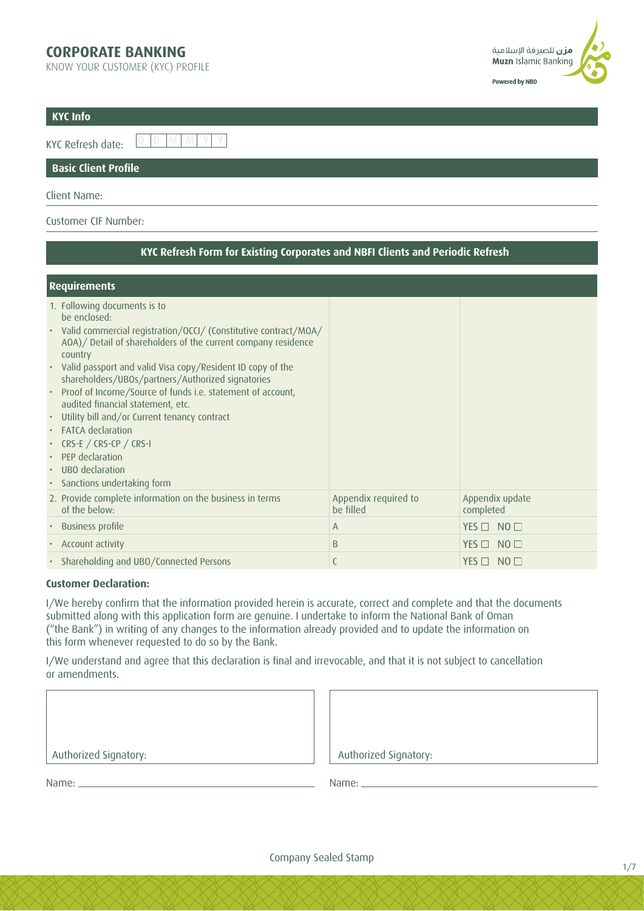# CORPORATE BANKING

KNOW YOUR CUSTOMER (KYC) PROFILE

مزن للصيرفة الإسلامية
**Muzn** Islamic Banking
**Powered by NBO**

## KYC Info

KYC Refresh date: D D M M Y Y

## Basic Client Profile

Client Name:

Customer CIF Number:

## KYC Refresh Form for Existing Corporates and NBFI Clients and Periodic Refresh

| Requirements | | |
|---|---|---|
| 1. Following documents is to be enclosed:<br>• Valid commercial registration/OCCI/ (Constitutive contract/MOA/AOA)/ Detail of shareholders of the current company residence country<br>• Valid passport and valid Visa copy/Resident ID copy of the shareholders/UBOs/partners/Authorized signatories<br>• Proof of Income/Source of funds i.e. statement of account, audited financial statement, etc.<br>• Utility bill and/or Current tenancy contract<br>• FATCA declaration<br>• CRS-E / CRS-CP / CRS-I<br>• PEP declaration<br>• UBO declaration<br>• Sanctions undertaking form | | |
| 2. Provide complete information on the business in terms of the below: | Appendix required to be filled | Appendix update completed |
| • Business profile | A | YES ☐ NO ☐ |
| • Account activity | B | YES ☐ NO ☐ |
| • Shareholding and UBO/Connected Persons | C | YES ☐ NO ☐ |

**Customer Declaration:**

I/We hereby confirm that the information provided herein is accurate, correct and complete and that the documents submitted along with this application form are genuine. I undertake to inform the National Bank of Oman ("the Bank") in writing of any changes to the information already provided and to update the information on this form whenever requested to do so by the Bank.

I/We understand and agree that this declaration is final and irrevocable, and that it is not subject to cancellation or amendments.

| Authorized Signatory: | Authorized Signatory: |
|---|---|
| Name: | Name: |

Company Sealed Stamp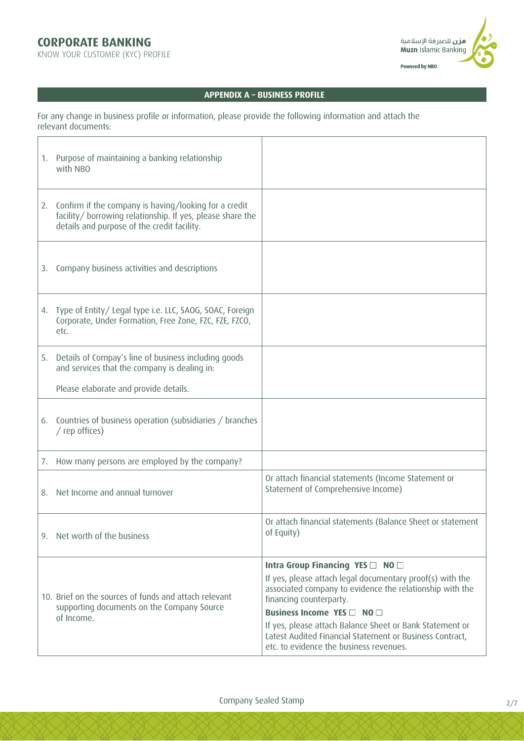## APPENDIX A – BUSINESS PROFILE

For any change in business profile or information, please provide the following information and attach the relevant documents:

| | |
|---|---|
| 1. Purpose of maintaining a banking relationship with NBO | |
| 2. Confirm if the company is having/looking for a credit facility/ borrowing relationship. If yes, please share the details and purpose of the credit facility. | |
| 3. Company business activities and descriptions | |
| 4. Type of Entity/ Legal type i.e. LLC, SAOG, SOAC, Foreign Corporate, Under Formation, Free Zone, FZC, FZE, FZCO, etc. | |
| 5. Details of Compay's line of business including goods and services that the company is dealing in: Please elaborate and provide details. | |
| 6. Countries of business operation (subsidiaries / branches / rep offices) | |
| 7. How many persons are employed by the company? | |
| 8. Net Income and annual turnover | Or attach financial statements (Income Statement or Statement of Comprehensive Income) |
| 9. Net worth of the business | Or attach financial statements (Balance Sheet or statement of Equity) |
| 10. Brief on the sources of funds and attach relevant supporting documents on the Company Source of Income. | **Intra Group Financing YES ☐ NO ☐** If yes, please attach legal documentary proof(s) with the associated company to evidence the relationship with the financing counterparty. **Business Income YES ☐ NO ☐** If yes, please attach Balance Sheet or Bank Statement or Latest Audited Financial Statement or Business Contract, etc. to evidence the business revenues. |

Company Sealed Stamp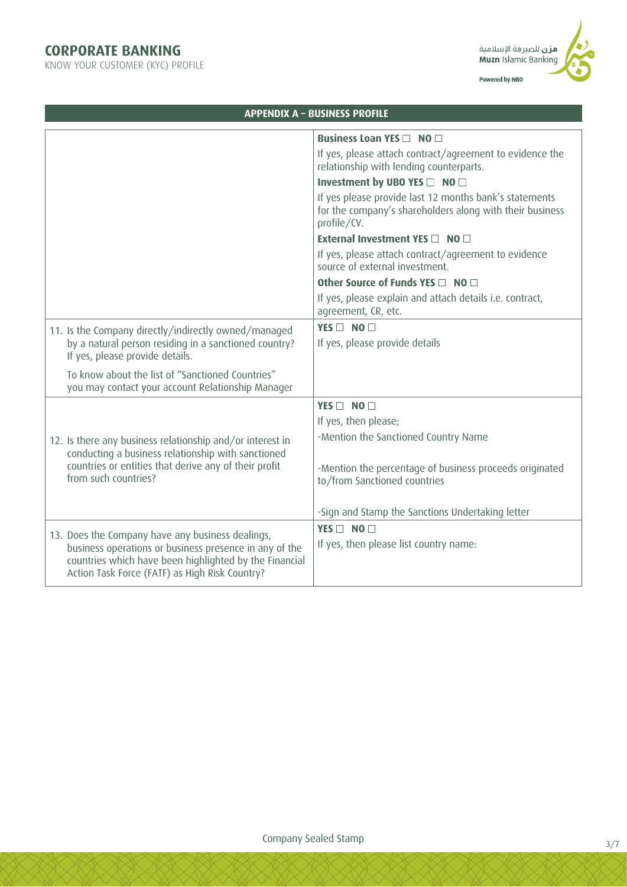## APPENDIX A – BUSINESS PROFILE

| | |
|---|---|
| | **Business Loan YES ☐ NO ☐**<br>If yes, please attach contract/agreement to evidence the relationship with lending counterparts.<br>**Investment by UBO YES ☐ NO ☐**<br>If yes please provide last 12 months bank's statements for the company's shareholders along with their business profile/CV.<br>**External Investment YES ☐ NO ☐**<br>If yes, please attach contract/agreement to evidence source of external investment.<br>**Other Source of Funds YES ☐ NO ☐**<br>If yes, please explain and attach details i.e. contract, agreement, CR, etc. |
| 11. Is the Company directly/indirectly owned/managed by a natural person residing in a sanctioned country? If yes, please provide details.<br><br>To know about the list of "Sanctioned Countries" you may contact your account Relationship Manager | **YES ☐ NO ☐**<br>If yes, please provide details |
| 12. Is there any business relationship and/or interest in conducting a business relationship with sanctioned countries or entities that derive any of their profit from such countries? | **YES ☐ NO ☐**<br>If yes, then please;<br>-Mention the Sanctioned Country Name<br><br>-Mention the percentage of business proceeds originated to/from Sanctioned countries<br><br>-Sign and Stamp the Sanctions Undertaking letter |
| 13. Does the Company have any business dealings, business operations or business presence in any of the countries which have been highlighted by the Financial Action Task Force (FATF) as High Risk Country? | **YES ☐ NO ☐**<br>If yes, then please list country name: |

Company Sealed Stamp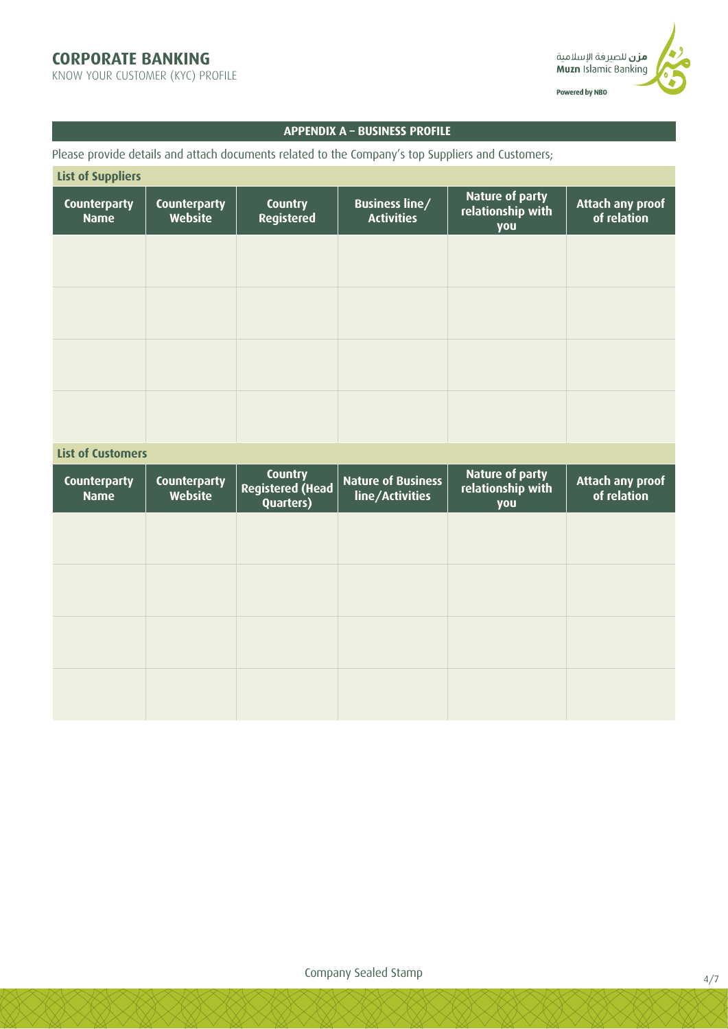## APPENDIX A – BUSINESS PROFILE

Please provide details and attach documents related to the Company's top Suppliers and Customers;

**List of Suppliers**

| Counterparty Name | Counterparty Website | Country Registered | Business line/ Activities | Nature of party relationship with you | Attach any proof of relation |
|---|---|---|---|---|---|
| | | | | | |
| | | | | | |
| | | | | | |
| | | | | | |

**List of Customers**

| Counterparty Name | Counterparty Website | Country Registered (Head Quarters) | Nature of Business line/Activities | Nature of party relationship with you | Attach any proof of relation |
|---|---|---|---|---|---|
| | | | | | |
| | | | | | |
| | | | | | |
| | | | | | |

Company Sealed Stamp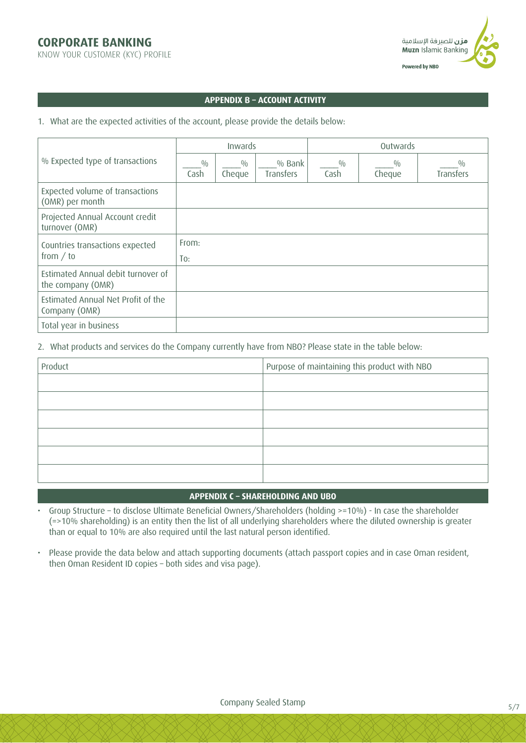## APPENDIX B – ACCOUNT ACTIVITY

1. What are the expected activities of the account, please provide the details below:

| % Expected type of transactions | Inwards | | | Outwards | | |
|---|---|---|---|---|---|---|
| | ___% Cash | ___% Cheque | ___% Bank Transfers | ___% Cash | ___% Cheque | ___% Transfers |
| Expected volume of transactions (OMR) per month | | | | | | |
| Projected Annual Account credit turnover (OMR) | | | | | | |
| Countries transactions expected from / to | From:<br>To: | | | | | |
| Estimated Annual debit turnover of the company (OMR) | | | | | | |
| Estimated Annual Net Profit of the Company (OMR) | | | | | | |
| Total year in business | | | | | | |

2. What products and services do the Company currently have from NBO? Please state in the table below:

| Product | Purpose of maintaining this product with NBO |
|---|---|
| | |
| | |
| | |
| | |
| | |
| | |

## APPENDIX C – SHAREHOLDING AND UBO

- Group Structure – to disclose Ultimate Beneficial Owners/Shareholders (holding >=10%) - In case the shareholder (=>10% shareholding) is an entity then the list of all underlying shareholders where the diluted ownership is greater than or equal to 10% are also required until the last natural person identified.
- Please provide the data below and attach supporting documents (attach passport copies and in case Oman resident, then Oman Resident ID copies – both sides and visa page).

Company Sealed Stamp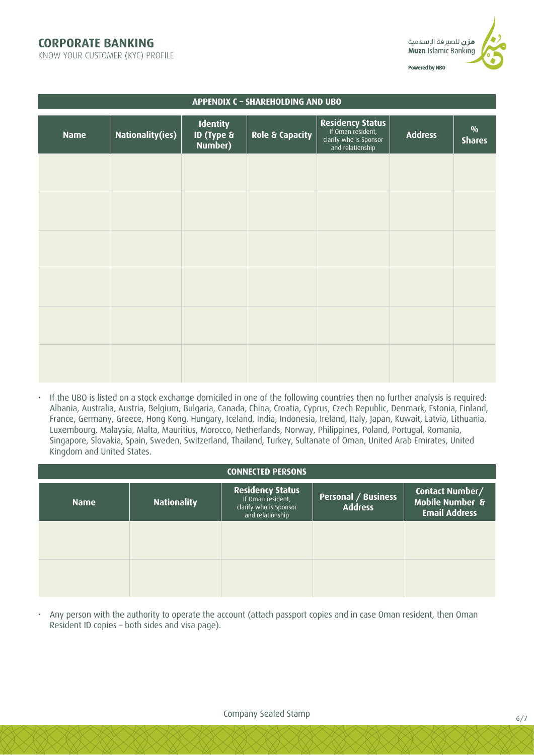## APPENDIX C – SHAREHOLDING AND UBO

| Name | Nationality(ies) | Identity ID (Type & Number) | Role & Capacity | Residency Status If Oman resident, clarify who is Sponsor and relationship | Address | % Shares |
|---|---|---|---|---|---|---|
| | | | | | | |
| | | | | | | |
| | | | | | | |
| | | | | | | |
| | | | | | | |
| | | | | | | |

- If the UBO is listed on a stock exchange domiciled in one of the following countries then no further analysis is required: Albania, Australia, Austria, Belgium, Bulgaria, Canada, China, Croatia, Cyprus, Czech Republic, Denmark, Estonia, Finland, France, Germany, Greece, Hong Kong, Hungary, Iceland, India, Indonesia, Ireland, Italy, Japan, Kuwait, Latvia, Lithuania, Luxembourg, Malaysia, Malta, Mauritius, Morocco, Netherlands, Norway, Philippines, Poland, Portugal, Romania, Singapore, Slovakia, Spain, Sweden, Switzerland, Thailand, Turkey, Sultanate of Oman, United Arab Emirates, United Kingdom and United States.

## CONNECTED PERSONS

| Name | Nationality | Residency Status If Oman resident, clarify who is Sponsor and relationship | Personal / Business Address | Contact Number/ Mobile Number & Email Address |
|---|---|---|---|---|
| | | | | |
| | | | | |

- Any person with the authority to operate the account (attach passport copies and in case Oman resident, then Oman Resident ID copies – both sides and visa page).

Company Sealed Stamp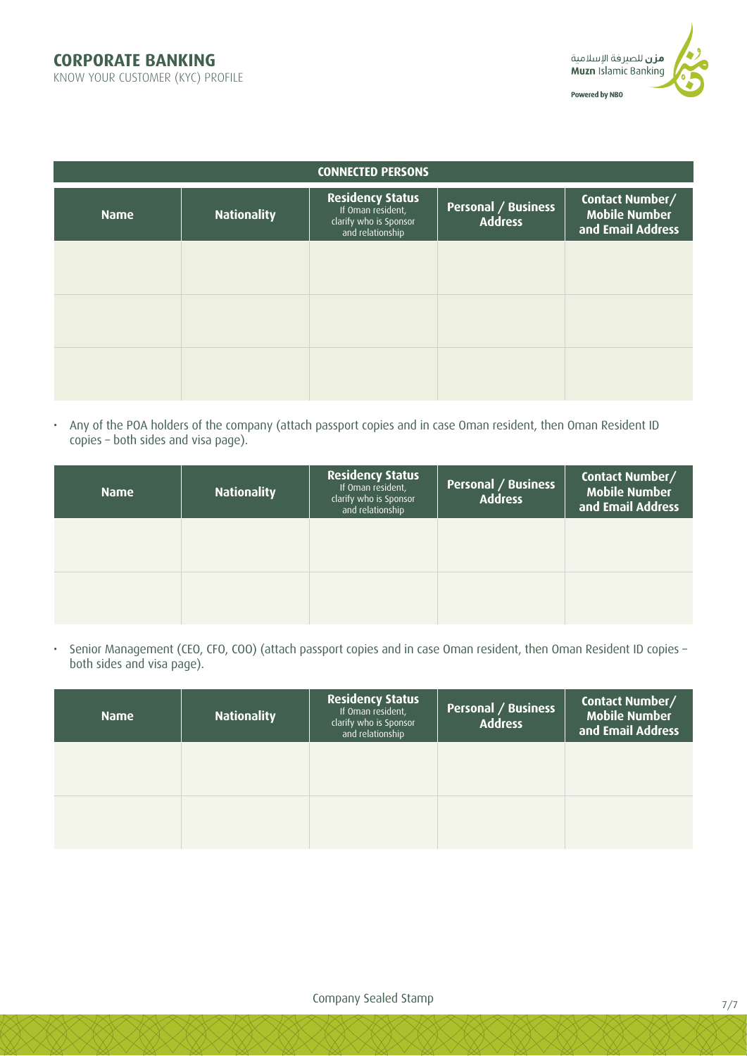| CONNECTED PERSONS | | | | |
|---|---|---|---|---|
| **Name** | **Nationality** | **Residency Status** If Oman resident, clarify who is Sponsor and relationship | **Personal / Business Address** | **Contact Number/ Mobile Number and Email Address** |
| | | | | |
| | | | | |
| | | | | |

- Any of the POA holders of the company (attach passport copies and in case Oman resident, then Oman Resident ID copies – both sides and visa page).

| Name | Nationality | Residency Status If Oman resident, clarify who is Sponsor and relationship | Personal / Business Address | Contact Number/ Mobile Number and Email Address |
|---|---|---|---|---|
| | | | | |
| | | | | |

- Senior Management (CEO, CFO, COO) (attach passport copies and in case Oman resident, then Oman Resident ID copies – both sides and visa page).

| Name | Nationality | Residency Status If Oman resident, clarify who is Sponsor and relationship | Personal / Business Address | Contact Number/ Mobile Number and Email Address |
|---|---|---|---|---|
| | | | | |
| | | | | |

Company Sealed Stamp